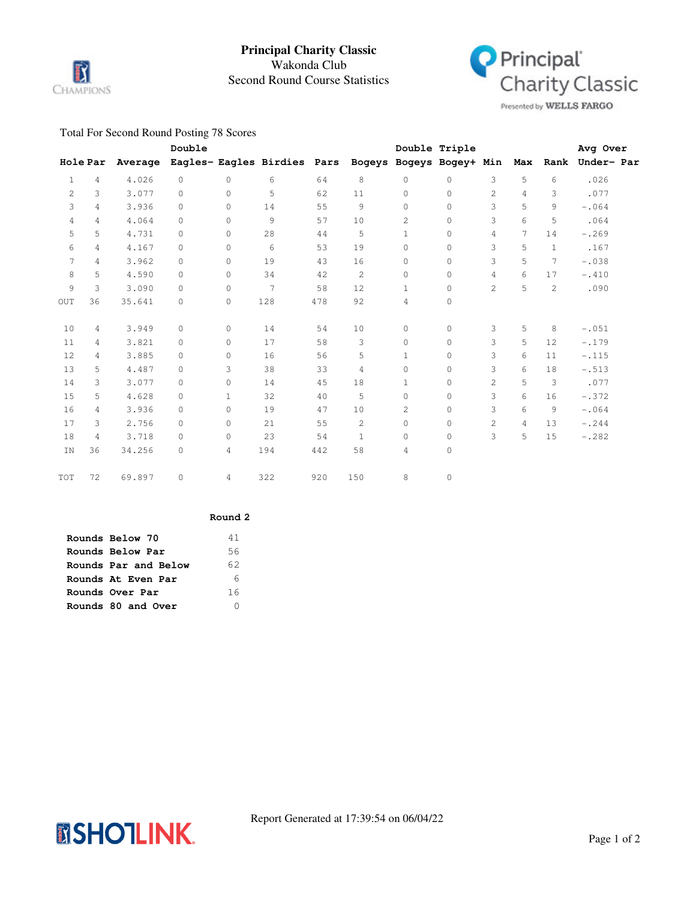# Principal Charity Classic

Wakonda Club

Second Round Course Statistics

Principal Charity Classic Presented by WELLS FARGO

Total For Second Round Posting 78 Scores

| Hole | Par | Average | Double Eagles- | Eagles | Birdies | Pars | Bogeys | Double Bogeys | Triple Bogey+ | Min | Max | Rank | Avg Over Under- Par |
|---|---|---|---|---|---|---|---|---|---|---|---|---|---|
| 1 | 4 | 4.026 | 0 | 0 | 6 | 64 | 8 | 0 | 0 | 3 | 5 | 6 | .026 |
| 2 | 3 | 3.077 | 0 | 0 | 5 | 62 | 11 | 0 | 0 | 2 | 4 | 3 | .077 |
| 3 | 4 | 3.936 | 0 | 0 | 14 | 55 | 9 | 0 | 0 | 3 | 5 | 9 | -.064 |
| 4 | 4 | 4.064 | 0 | 0 | 9 | 57 | 10 | 2 | 0 | 3 | 6 | 5 | .064 |
| 5 | 5 | 4.731 | 0 | 0 | 28 | 44 | 5 | 1 | 0 | 4 | 7 | 14 | -.269 |
| 6 | 4 | 4.167 | 0 | 0 | 6 | 53 | 19 | 0 | 0 | 3 | 5 | 1 | .167 |
| 7 | 4 | 3.962 | 0 | 0 | 19 | 43 | 16 | 0 | 0 | 3 | 5 | 7 | -.038 |
| 8 | 5 | 4.590 | 0 | 0 | 34 | 42 | 2 | 0 | 0 | 4 | 6 | 17 | -.410 |
| 9 | 3 | 3.090 | 0 | 0 | 7 | 58 | 12 | 1 | 0 | 2 | 5 | 2 | .090 |
| OUT | 36 | 35.641 | 0 | 0 | 128 | 478 | 92 | 4 | 0 | | | | |
| 10 | 4 | 3.949 | 0 | 0 | 14 | 54 | 10 | 0 | 0 | 3 | 5 | 8 | -.051 |
| 11 | 4 | 3.821 | 0 | 0 | 17 | 58 | 3 | 0 | 0 | 3 | 5 | 12 | -.179 |
| 12 | 4 | 3.885 | 0 | 0 | 16 | 56 | 5 | 1 | 0 | 3 | 6 | 11 | -.115 |
| 13 | 5 | 4.487 | 0 | 3 | 38 | 33 | 4 | 0 | 0 | 3 | 6 | 18 | -.513 |
| 14 | 3 | 3.077 | 0 | 0 | 14 | 45 | 18 | 1 | 0 | 2 | 5 | 3 | .077 |
| 15 | 5 | 4.628 | 0 | 1 | 32 | 40 | 5 | 0 | 0 | 3 | 6 | 16 | -.372 |
| 16 | 4 | 3.936 | 0 | 0 | 19 | 47 | 10 | 2 | 0 | 3 | 6 | 9 | -.064 |
| 17 | 3 | 2.756 | 0 | 0 | 21 | 55 | 2 | 0 | 0 | 2 | 4 | 13 | -.244 |
| 18 | 4 | 3.718 | 0 | 0 | 23 | 54 | 1 | 0 | 0 | 3 | 5 | 15 | -.282 |
| IN | 36 | 34.256 | 0 | 4 | 194 | 442 | 58 | 4 | 0 | | | | |
| TOT | 72 | 69.897 | 0 | 4 | 322 | 920 | 150 | 8 | 0 | | | | |

| | Round 2 |
|---|---|
| **Rounds Below 70** | 41 |
| **Rounds Below Par** | 56 |
| **Rounds Par and Below** | 62 |
| **Rounds At Even Par** | 6 |
| **Rounds Over Par** | 16 |
| **Rounds 80 and Over** | 0 |

Report Generated at 17:39:54 on 06/04/22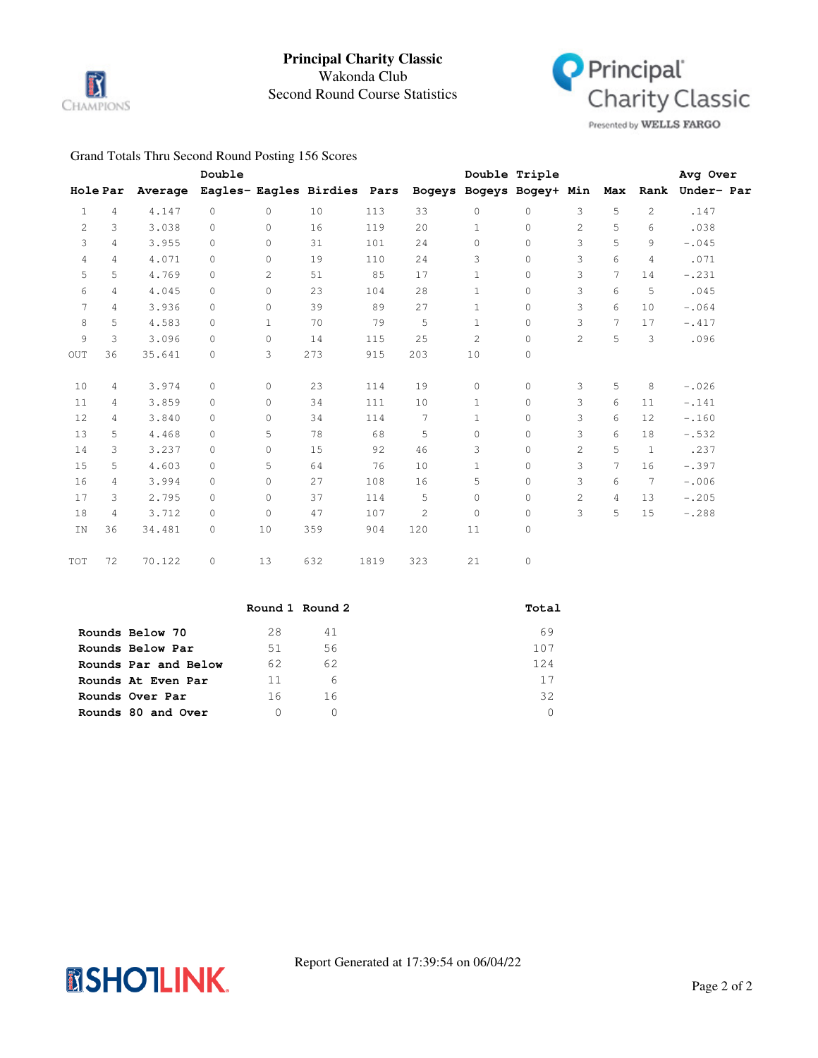# Principal Charity Classic

Wakonda Club

Second Round Course Statistics

Grand Totals Thru Second Round Posting 156 Scores

| Hole | Par | Average | Double Eagles- | Eagles | Birdies | Pars | Bogeys | Double Bogeys | Triple Bogey+ | Min | Max | Rank | Avg Over Under- Par |
|---|---|---|---|---|---|---|---|---|---|---|---|---|---|
| 1 | 4 | 4.147 | 0 | 0 | 10 | 113 | 33 | 0 | 0 | 3 | 5 | 2 | .147 |
| 2 | 3 | 3.038 | 0 | 0 | 16 | 119 | 20 | 1 | 0 | 2 | 5 | 6 | .038 |
| 3 | 4 | 3.955 | 0 | 0 | 31 | 101 | 24 | 0 | 0 | 3 | 5 | 9 | -.045 |
| 4 | 4 | 4.071 | 0 | 0 | 19 | 110 | 24 | 3 | 0 | 3 | 6 | 4 | .071 |
| 5 | 5 | 4.769 | 0 | 2 | 51 | 85 | 17 | 1 | 0 | 3 | 7 | 14 | -.231 |
| 6 | 4 | 4.045 | 0 | 0 | 23 | 104 | 28 | 1 | 0 | 3 | 6 | 5 | .045 |
| 7 | 4 | 3.936 | 0 | 0 | 39 | 89 | 27 | 1 | 0 | 3 | 6 | 10 | -.064 |
| 8 | 5 | 4.583 | 0 | 1 | 70 | 79 | 5 | 1 | 0 | 3 | 7 | 17 | -.417 |
| 9 | 3 | 3.096 | 0 | 0 | 14 | 115 | 25 | 2 | 0 | 2 | 5 | 3 | .096 |
| OUT | 36 | 35.641 | 0 | 3 | 273 | 915 | 203 | 10 | 0 | | | | |
| 10 | 4 | 3.974 | 0 | 0 | 23 | 114 | 19 | 0 | 0 | 3 | 5 | 8 | -.026 |
| 11 | 4 | 3.859 | 0 | 0 | 34 | 111 | 10 | 1 | 0 | 3 | 6 | 11 | -.141 |
| 12 | 4 | 3.840 | 0 | 0 | 34 | 114 | 7 | 1 | 0 | 3 | 6 | 12 | -.160 |
| 13 | 5 | 4.468 | 0 | 5 | 78 | 68 | 5 | 0 | 0 | 3 | 6 | 18 | -.532 |
| 14 | 3 | 3.237 | 0 | 0 | 15 | 92 | 46 | 3 | 0 | 2 | 5 | 1 | .237 |
| 15 | 5 | 4.603 | 0 | 5 | 64 | 76 | 10 | 1 | 0 | 3 | 7 | 16 | -.397 |
| 16 | 4 | 3.994 | 0 | 0 | 27 | 108 | 16 | 5 | 0 | 3 | 6 | 7 | -.006 |
| 17 | 3 | 2.795 | 0 | 0 | 37 | 114 | 5 | 0 | 0 | 2 | 4 | 13 | -.205 |
| 18 | 4 | 3.712 | 0 | 0 | 47 | 107 | 2 | 0 | 0 | 3 | 5 | 15 | -.288 |
| IN | 36 | 34.481 | 0 | 10 | 359 | 904 | 120 | 11 | 0 | | | | |
| TOT | 72 | 70.122 | 0 | 13 | 632 | 1819 | 323 | 21 | 0 | | | | |

| | Round 1 | Round 2 | Total |
|---|---|---|---|
| **Rounds Below 70** | 28 | 41 | 69 |
| **Rounds Below Par** | 51 | 56 | 107 |
| **Rounds Par and Below** | 62 | 62 | 124 |
| **Rounds At Even Par** | 11 | 6 | 17 |
| **Rounds Over Par** | 16 | 16 | 32 |
| **Rounds 80 and Over** | 0 | 0 | 0 |

Report Generated at 17:39:54 on 06/04/22